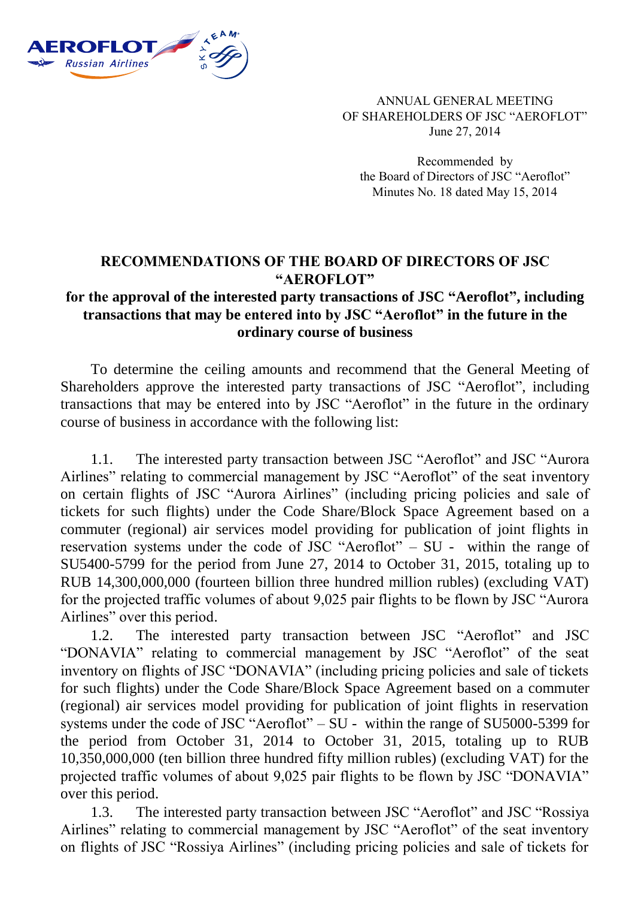ANNUAL GENERAL MEETING
OF SHAREHOLDERS OF JSC "AEROFLOT"
June 27, 2014

Recommended by
the Board of Directors of JSC "Aeroflot"
Minutes No. 18 dated May 15, 2014

**RECOMMENDATIONS OF THE BOARD OF DIRECTORS OF JSC "AEROFLOT"**

**for the approval of the interested party transactions of JSC "Aeroflot", including transactions that may be entered into by JSC "Aeroflot" in the future in the ordinary course of business**

To determine the ceiling amounts and recommend that the General Meeting of Shareholders approve the interested party transactions of JSC "Aeroflot", including transactions that may be entered into by JSC "Aeroflot" in the future in the ordinary course of business in accordance with the following list:

1.1. The interested party transaction between JSC "Aeroflot" and JSC "Aurora Airlines" relating to commercial management by JSC "Aeroflot" of the seat inventory on certain flights of JSC "Aurora Airlines" (including pricing policies and sale of tickets for such flights) under the Code Share/Block Space Agreement based on a commuter (regional) air services model providing for publication of joint flights in reservation systems under the code of JSC "Aeroflot" – SU - within the range of SU5400-5799 for the period from June 27, 2014 to October 31, 2015, totaling up to RUB 14,300,000,000 (fourteen billion three hundred million rubles) (excluding VAT) for the projected traffic volumes of about 9,025 pair flights to be flown by JSC "Aurora Airlines" over this period.

1.2. The interested party transaction between JSC "Aeroflot" and JSC "DONAVIA" relating to commercial management by JSC "Aeroflot" of the seat inventory on flights of JSC "DONAVIA" (including pricing policies and sale of tickets for such flights) under the Code Share/Block Space Agreement based on a commuter (regional) air services model providing for publication of joint flights in reservation systems under the code of JSC "Aeroflot" – SU - within the range of SU5000-5399 for the period from October 31, 2014 to October 31, 2015, totaling up to RUB 10,350,000,000 (ten billion three hundred fifty million rubles) (excluding VAT) for the projected traffic volumes of about 9,025 pair flights to be flown by JSC "DONAVIA" over this period.

1.3. The interested party transaction between JSC "Aeroflot" and JSC "Rossiya Airlines" relating to commercial management by JSC "Aeroflot" of the seat inventory on flights of JSC "Rossiya Airlines" (including pricing policies and sale of tickets for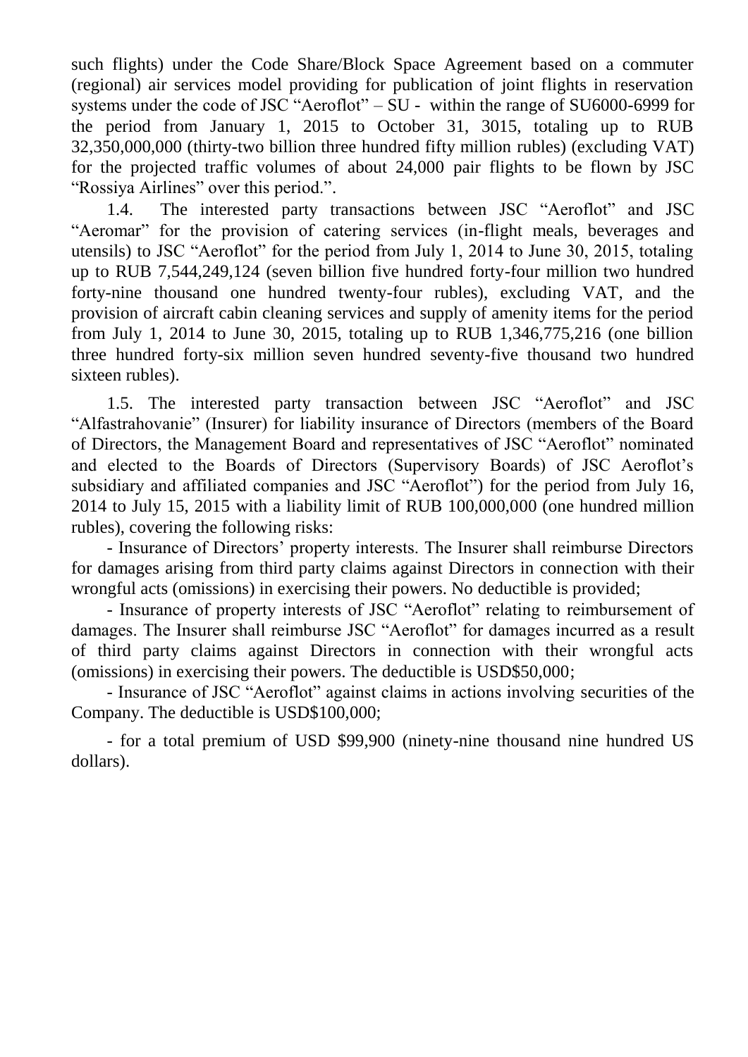such flights) under the Code Share/Block Space Agreement based on a commuter (regional) air services model providing for publication of joint flights in reservation systems under the code of JSC "Aeroflot" – SU - within the range of SU6000-6999 for the period from January 1, 2015 to October 31, 3015, totaling up to RUB 32,350,000,000 (thirty-two billion three hundred fifty million rubles) (excluding VAT) for the projected traffic volumes of about 24,000 pair flights to be flown by JSC "Rossiya Airlines" over this period.".

1.4. The interested party transactions between JSC "Aeroflot" and JSC "Aeromar" for the provision of catering services (in-flight meals, beverages and utensils) to JSC "Aeroflot" for the period from July 1, 2014 to June 30, 2015, totaling up to RUB 7,544,249,124 (seven billion five hundred forty-four million two hundred forty-nine thousand one hundred twenty-four rubles), excluding VAT, and the provision of aircraft cabin cleaning services and supply of amenity items for the period from July 1, 2014 to June 30, 2015, totaling up to RUB 1,346,775,216 (one billion three hundred forty-six million seven hundred seventy-five thousand two hundred sixteen rubles).

1.5. The interested party transaction between JSC "Aeroflot" and JSC "Alfastrahovanie" (Insurer) for liability insurance of Directors (members of the Board of Directors, the Management Board and representatives of JSC "Aeroflot" nominated and elected to the Boards of Directors (Supervisory Boards) of JSC Aeroflot's subsidiary and affiliated companies and JSC "Aeroflot") for the period from July 16, 2014 to July 15, 2015 with a liability limit of RUB 100,000,000 (one hundred million rubles), covering the following risks:

- Insurance of Directors' property interests. The Insurer shall reimburse Directors for damages arising from third party claims against Directors in connection with their wrongful acts (omissions) in exercising their powers. No deductible is provided;

- Insurance of property interests of JSC "Aeroflot" relating to reimbursement of damages. The Insurer shall reimburse JSC "Aeroflot" for damages incurred as a result of third party claims against Directors in connection with their wrongful acts (omissions) in exercising their powers. The deductible is USD$50,000;

- Insurance of JSC "Aeroflot" against claims in actions involving securities of the Company. The deductible is USD$100,000;

- for a total premium of USD $99,900 (ninety-nine thousand nine hundred US dollars).